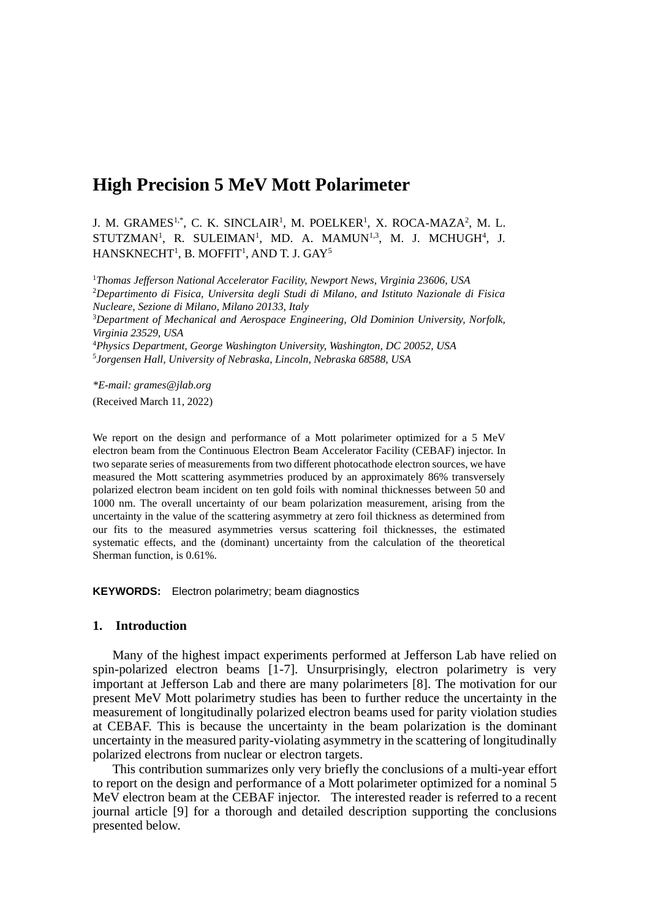# High Precision 5 MeV Mott Polarimeter

J. M. GRAMES[1,*], C. K. SINCLAIR[1], M. POELKER[1], X. ROCA-MAZA[2], M. L. STUTZMAN[1], R. SULEIMAN[1], MD. A. MAMUN[1,3], M. J. MCHUGH[4], J. HANSKNECHT[1], B. MOFFIT[1], AND T. J. GAY[5]

[1]*Thomas Jefferson National Accelerator Facility, Newport News, Virginia 23606, USA*
[2]*Departimento di Fisica, Universita degli Studi di Milano, and Istituto Nazionale di Fisica Nucleare, Sezione di Milano, Milano 20133, Italy*
[3]*Department of Mechanical and Aerospace Engineering, Old Dominion University, Norfolk, Virginia 23529, USA*
[4]*Physics Department, George Washington University, Washington, DC 20052, USA*
[5]*Jorgensen Hall, University of Nebraska, Lincoln, Nebraska 68588, USA*

*\*E-mail: grames@jlab.org*

(Received March 11, 2022)

We report on the design and performance of a Mott polarimeter optimized for a 5 MeV electron beam from the Continuous Electron Beam Accelerator Facility (CEBAF) injector. In two separate series of measurements from two different photocathode electron sources, we have measured the Mott scattering asymmetries produced by an approximately 86% transversely polarized electron beam incident on ten gold foils with nominal thicknesses between 50 and 1000 nm. The overall uncertainty of our beam polarization measurement, arising from the uncertainty in the value of the scattering asymmetry at zero foil thickness as determined from our fits to the measured asymmetries versus scattering foil thicknesses, the estimated systematic effects, and the (dominant) uncertainty from the calculation of the theoretical Sherman function, is 0.61%.

**KEYWORDS:** Electron polarimetry; beam diagnostics

## 1. Introduction

Many of the highest impact experiments performed at Jefferson Lab have relied on spin-polarized electron beams [1-7]. Unsurprisingly, electron polarimetry is very important at Jefferson Lab and there are many polarimeters [8]. The motivation for our present MeV Mott polarimetry studies has been to further reduce the uncertainty in the measurement of longitudinally polarized electron beams used for parity violation studies at CEBAF. This is because the uncertainty in the beam polarization is the dominant uncertainty in the measured parity-violating asymmetry in the scattering of longitudinally polarized electrons from nuclear or electron targets.

This contribution summarizes only very briefly the conclusions of a multi-year effort to report on the design and performance of a Mott polarimeter optimized for a nominal 5 MeV electron beam at the CEBAF injector. The interested reader is referred to a recent journal article [9] for a thorough and detailed description supporting the conclusions presented below.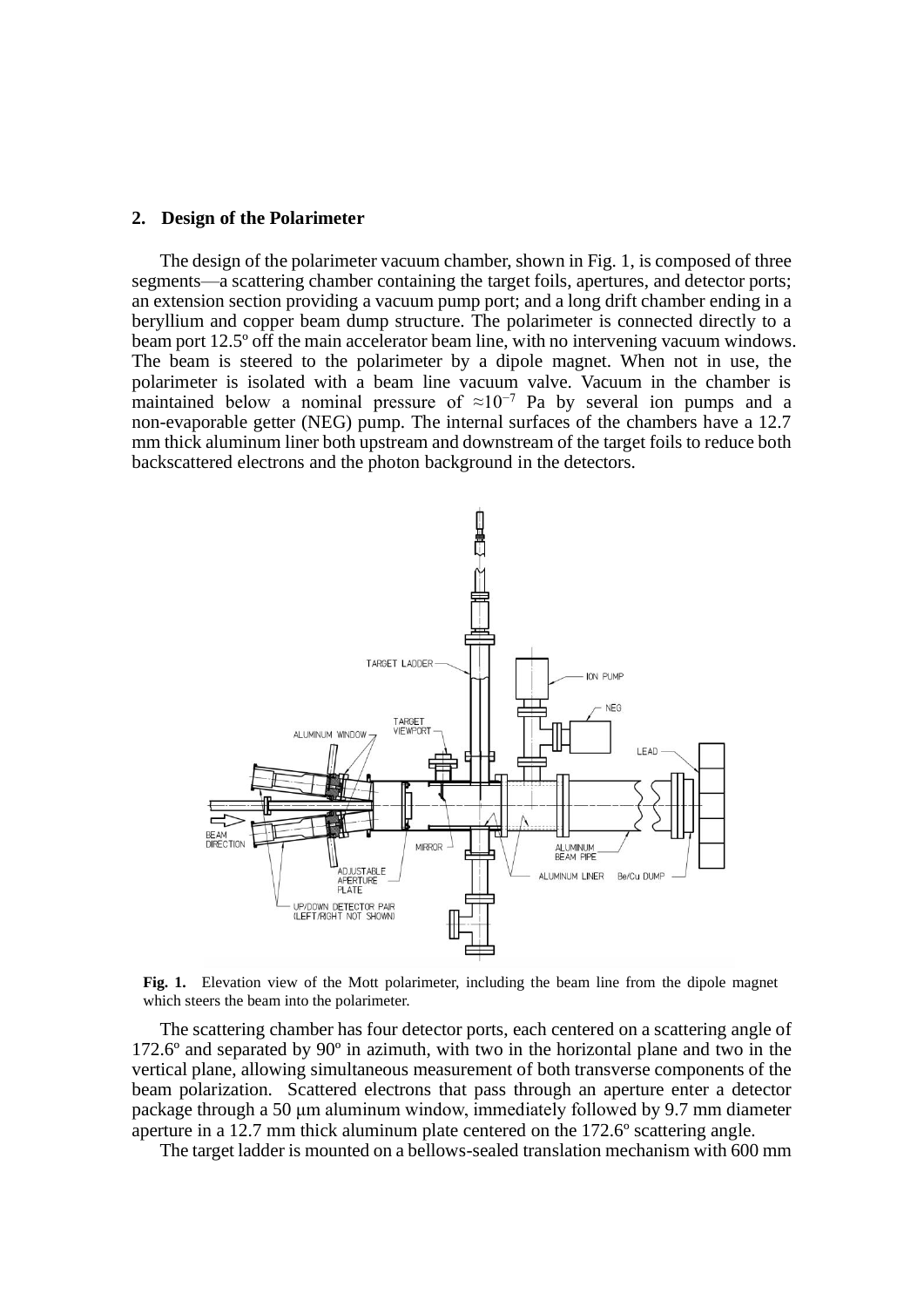## 2. Design of the Polarimeter

The design of the polarimeter vacuum chamber, shown in Fig. 1, is composed of three segments—a scattering chamber containing the target foils, apertures, and detector ports; an extension section providing a vacuum pump port; and a long drift chamber ending in a beryllium and copper beam dump structure. The polarimeter is connected directly to a beam port 12.5º off the main accelerator beam line, with no intervening vacuum windows. The beam is steered to the polarimeter by a dipole magnet. When not in use, the polarimeter is isolated with a beam line vacuum valve. Vacuum in the chamber is maintained below a nominal pressure of $\approx 10^{-7}$ Pa by several ion pumps and a non-evaporable getter (NEG) pump. The internal surfaces of the chambers have a 12.7 mm thick aluminum liner both upstream and downstream of the target foils to reduce both backscattered electrons and the photon background in the detectors.

**Fig. 1.** Elevation view of the Mott polarimeter, including the beam line from the dipole magnet which steers the beam into the polarimeter.

The scattering chamber has four detector ports, each centered on a scattering angle of 172.6º and separated by 90º in azimuth, with two in the horizontal plane and two in the vertical plane, allowing simultaneous measurement of both transverse components of the beam polarization. Scattered electrons that pass through an aperture enter a detector package through a 50 μm aluminum window, immediately followed by 9.7 mm diameter aperture in a 12.7 mm thick aluminum plate centered on the 172.6º scattering angle.

The target ladder is mounted on a bellows-sealed translation mechanism with 600 mm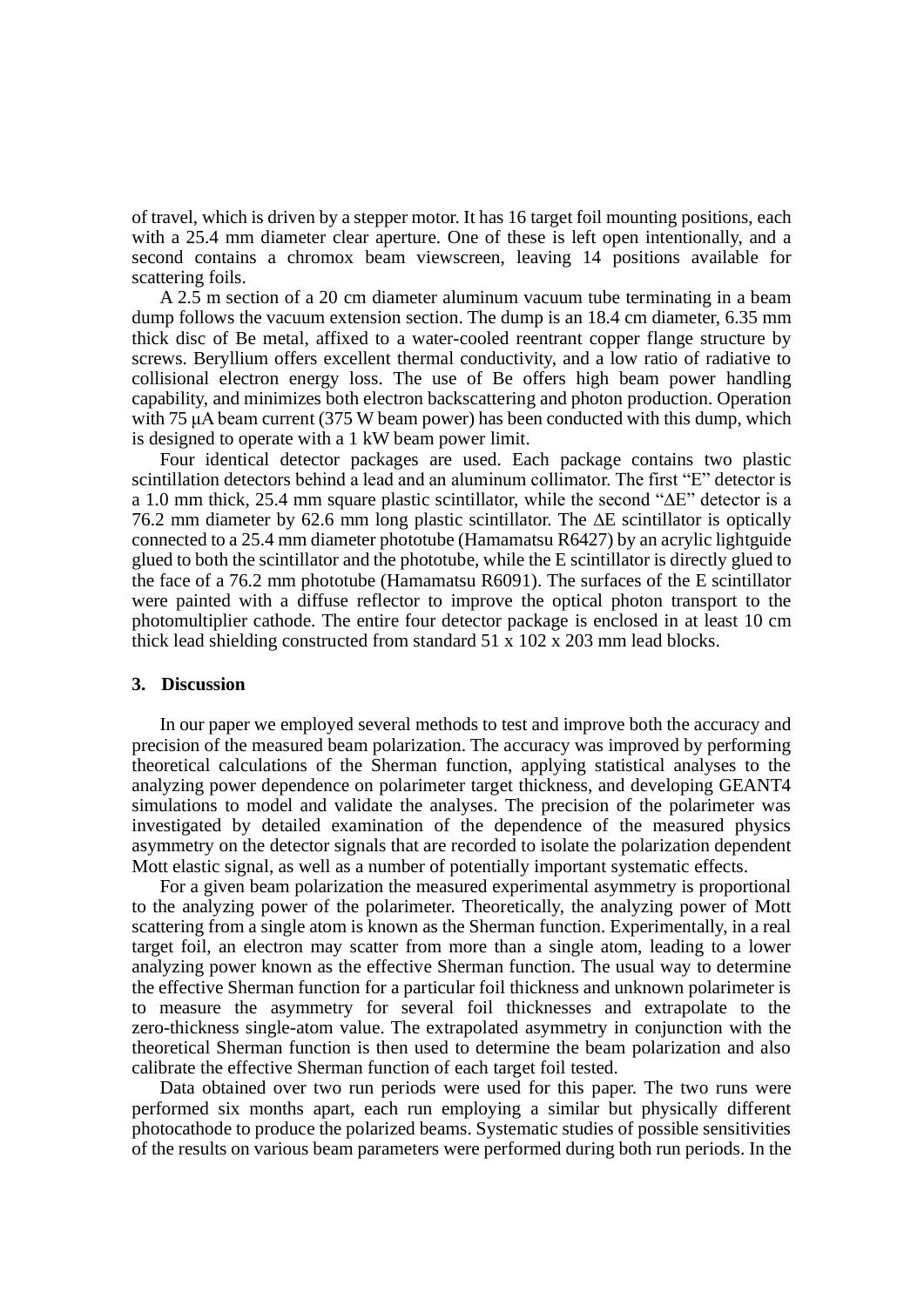of travel, which is driven by a stepper motor. It has 16 target foil mounting positions, each with a 25.4 mm diameter clear aperture. One of these is left open intentionally, and a second contains a chromox beam viewscreen, leaving 14 positions available for scattering foils.

A 2.5 m section of a 20 cm diameter aluminum vacuum tube terminating in a beam dump follows the vacuum extension section. The dump is an 18.4 cm diameter, 6.35 mm thick disc of Be metal, affixed to a water-cooled reentrant copper flange structure by screws. Beryllium offers excellent thermal conductivity, and a low ratio of radiative to collisional electron energy loss. The use of Be offers high beam power handling capability, and minimizes both electron backscattering and photon production. Operation with 75 μA beam current (375 W beam power) has been conducted with this dump, which is designed to operate with a 1 kW beam power limit.

Four identical detector packages are used. Each package contains two plastic scintillation detectors behind a lead and an aluminum collimator. The first "E" detector is a 1.0 mm thick, 25.4 mm square plastic scintillator, while the second "ΔE" detector is a 76.2 mm diameter by 62.6 mm long plastic scintillator. The ΔE scintillator is optically connected to a 25.4 mm diameter phototube (Hamamatsu R6427) by an acrylic lightguide glued to both the scintillator and the phototube, while the E scintillator is directly glued to the face of a 76.2 mm phototube (Hamamatsu R6091). The surfaces of the E scintillator were painted with a diffuse reflector to improve the optical photon transport to the photomultiplier cathode. The entire four detector package is enclosed in at least 10 cm thick lead shielding constructed from standard 51 x 102 x 203 mm lead blocks.

## 3. Discussion

In our paper we employed several methods to test and improve both the accuracy and precision of the measured beam polarization. The accuracy was improved by performing theoretical calculations of the Sherman function, applying statistical analyses to the analyzing power dependence on polarimeter target thickness, and developing GEANT4 simulations to model and validate the analyses. The precision of the polarimeter was investigated by detailed examination of the dependence of the measured physics asymmetry on the detector signals that are recorded to isolate the polarization dependent Mott elastic signal, as well as a number of potentially important systematic effects.

For a given beam polarization the measured experimental asymmetry is proportional to the analyzing power of the polarimeter. Theoretically, the analyzing power of Mott scattering from a single atom is known as the Sherman function. Experimentally, in a real target foil, an electron may scatter from more than a single atom, leading to a lower analyzing power known as the effective Sherman function. The usual way to determine the effective Sherman function for a particular foil thickness and unknown polarimeter is to measure the asymmetry for several foil thicknesses and extrapolate to the zero-thickness single-atom value. The extrapolated asymmetry in conjunction with the theoretical Sherman function is then used to determine the beam polarization and also calibrate the effective Sherman function of each target foil tested.

Data obtained over two run periods were used for this paper. The two runs were performed six months apart, each run employing a similar but physically different photocathode to produce the polarized beams. Systematic studies of possible sensitivities of the results on various beam parameters were performed during both run periods. In the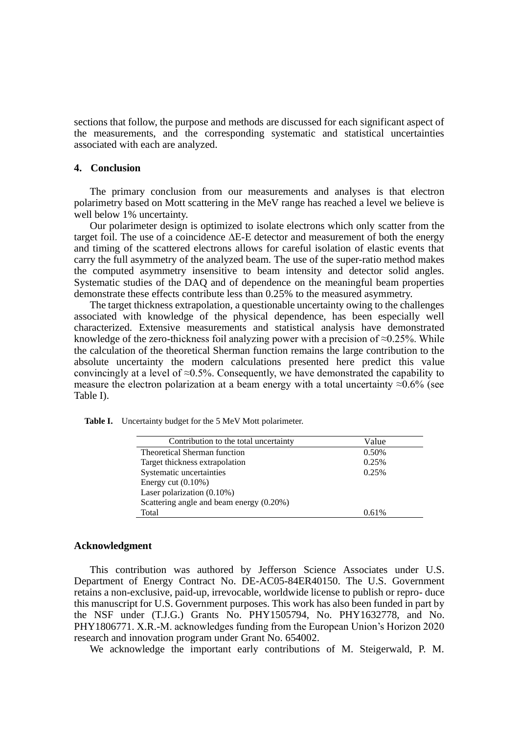sections that follow, the purpose and methods are discussed for each significant aspect of the measurements, and the corresponding systematic and statistical uncertainties associated with each are analyzed.

## 4. Conclusion

The primary conclusion from our measurements and analyses is that electron polarimetry based on Mott scattering in the MeV range has reached a level we believe is well below 1% uncertainty.

Our polarimeter design is optimized to isolate electrons which only scatter from the target foil. The use of a coincidence ΔE-E detector and measurement of both the energy and timing of the scattered electrons allows for careful isolation of elastic events that carry the full asymmetry of the analyzed beam. The use of the super-ratio method makes the computed asymmetry insensitive to beam intensity and detector solid angles. Systematic studies of the DAQ and of dependence on the meaningful beam properties demonstrate these effects contribute less than 0.25% to the measured asymmetry.

The target thickness extrapolation, a questionable uncertainty owing to the challenges associated with knowledge of the physical dependence, has been especially well characterized. Extensive measurements and statistical analysis have demonstrated knowledge of the zero-thickness foil analyzing power with a precision of ≈0.25%. While the calculation of the theoretical Sherman function remains the large contribution to the absolute uncertainty the modern calculations presented here predict this value convincingly at a level of ≈0.5%. Consequently, we have demonstrated the capability to measure the electron polarization at a beam energy with a total uncertainty ≈0.6% (see Table I).

**Table I.** Uncertainty budget for the 5 MeV Mott polarimeter.

| Contribution to the total uncertainty | Value |
|---|---|
| Theoretical Sherman function | 0.50% |
| Target thickness extrapolation | 0.25% |
| Systematic uncertainties | 0.25% |
| Energy cut (0.10%) | |
| Laser polarization (0.10%) | |
| Scattering angle and beam energy (0.20%) | |
| Total | 0.61% |

## Acknowledgment

This contribution was authored by Jefferson Science Associates under U.S. Department of Energy Contract No. DE-AC05-84ER40150. The U.S. Government retains a non-exclusive, paid-up, irrevocable, worldwide license to publish or repro- duce this manuscript for U.S. Government purposes. This work has also been funded in part by the NSF under (T.J.G.) Grants No. PHY1505794, No. PHY1632778, and No. PHY1806771. X.R.-M. acknowledges funding from the European Union's Horizon 2020 research and innovation program under Grant No. 654002.

We acknowledge the important early contributions of M. Steigerwald, P. M.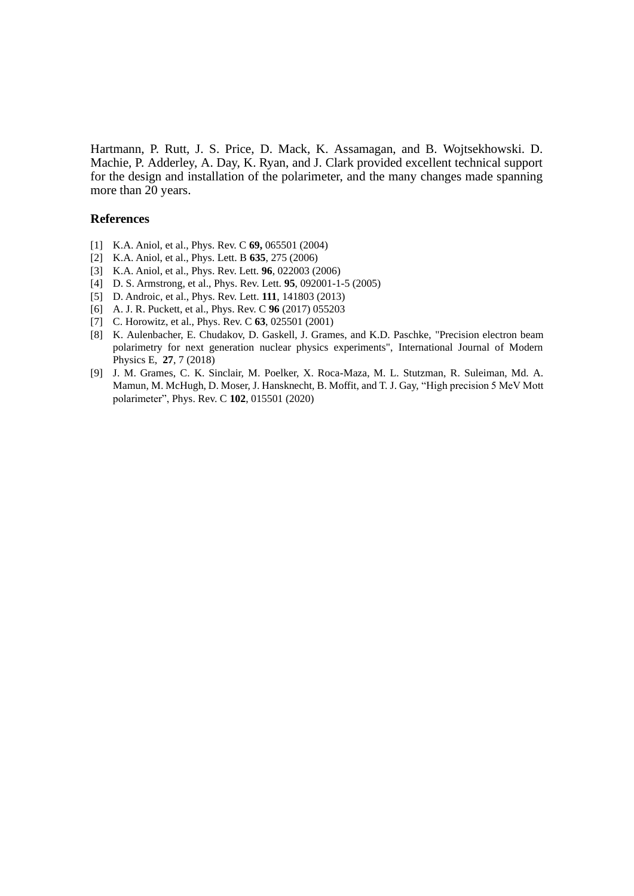Hartmann, P. Rutt, J. S. Price, D. Mack, K. Assamagan, and B. Wojtsekhowski. D. Machie, P. Adderley, A. Day, K. Ryan, and J. Clark provided excellent technical support for the design and installation of the polarimeter, and the many changes made spanning more than 20 years.

### References

[1] K.A. Aniol, et al., Phys. Rev. C **69,** 065501 (2004)

[2] K.A. Aniol, et al., Phys. Lett. B **635**, 275 (2006)

[3] K.A. Aniol, et al., Phys. Rev. Lett. **96**, 022003 (2006)

[4] D. S. Armstrong, et al., Phys. Rev. Lett. **95**, 092001-1-5 (2005)

[5] D. Androic, et al., Phys. Rev. Lett. **111**, 141803 (2013)

[6] A. J. R. Puckett, et al., Phys. Rev. C **96** (2017) 055203

[7] C. Horowitz, et al., Phys. Rev. C **63**, 025501 (2001)

[8] K. Aulenbacher, E. Chudakov, D. Gaskell, J. Grames, and K.D. Paschke, "Precision electron beam polarimetry for next generation nuclear physics experiments", International Journal of Modern Physics E, **27**, 7 (2018)

[9] J. M. Grames, C. K. Sinclair, M. Poelker, X. Roca-Maza, M. L. Stutzman, R. Suleiman, Md. A. Mamun, M. McHugh, D. Moser, J. Hansknecht, B. Moffit, and T. J. Gay, "High precision 5 MeV Mott polarimeter", Phys. Rev. C **102**, 015501 (2020)